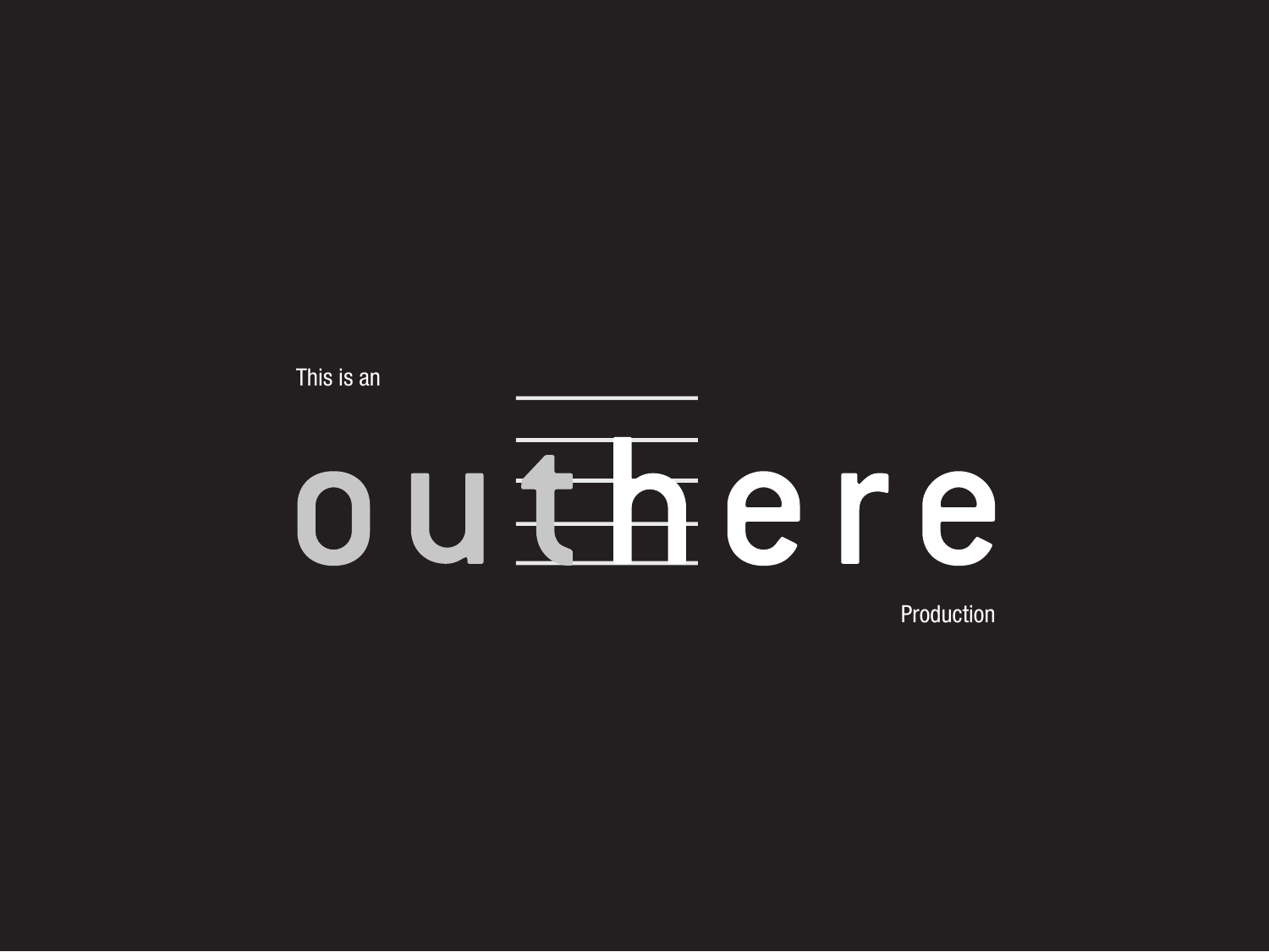This is an

# outhere

Production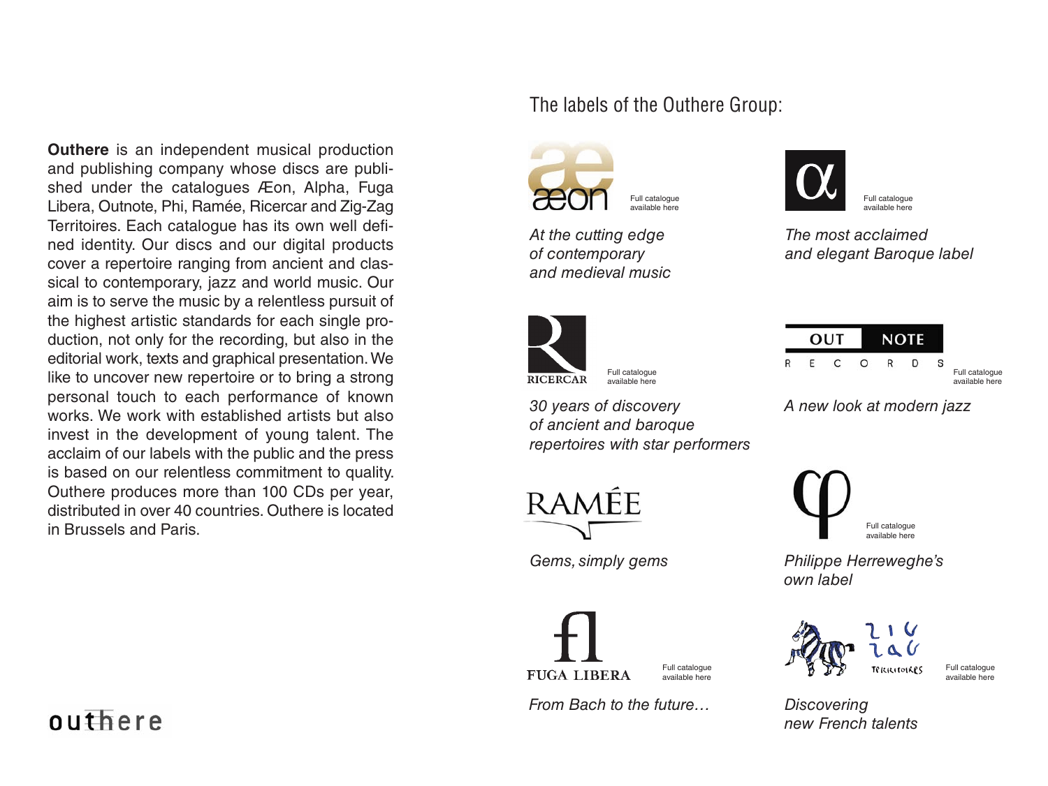**Outhere** is an independent musical production and publishing company whose discs are published under the catalogues Æon, Alpha, Fuga Libera, Outnote, Phi, Ramée, Ricercar and Zig-Zag Territoires. Each catalogue has its own well defined identity. Our discs and our digital products cover a repertoire ranging from ancient and classical to contemporary, jazz and world music. Our aim is to serve the music by a relentless pursuit of the highest artistic standards for each single production, not only for the recording, but also in the editorial work, texts and graphical presentation. We like to uncover new repertoire or to bring a strong personal touch to each performance of known works. We work with established artists but also invest in the development of young talent. The acclaim of our labels with the public and the press is based on our relentless commitment to quality. Outhere produces more than 100 CDs per year, distributed in over 40 countries. Outhere is located in Brussels and Paris.

outhere

## The labels of the Outhere Group:

æon

Full catalogue available here

*At the cutting edge of contemporary and medieval music*

α

Full catalogue available here

*The most acclaimed and elegant Baroque label*

RICERCAR

Full catalogue available here

*30 years of discovery of ancient and baroque repertoires with star performers*

OUT NOTE RECORDS

Full catalogue available here

*A new look at modern jazz*

RAMÉE

*Gems, simply gems*

φ

Full catalogue available here

*Philippe Herreweghe's own label*

FUGA LIBERA

Full catalogue available here

*From Bach to the future…*

ZIG ZAG TERRITOIRES

Full catalogue available here

*Discovering new French talents*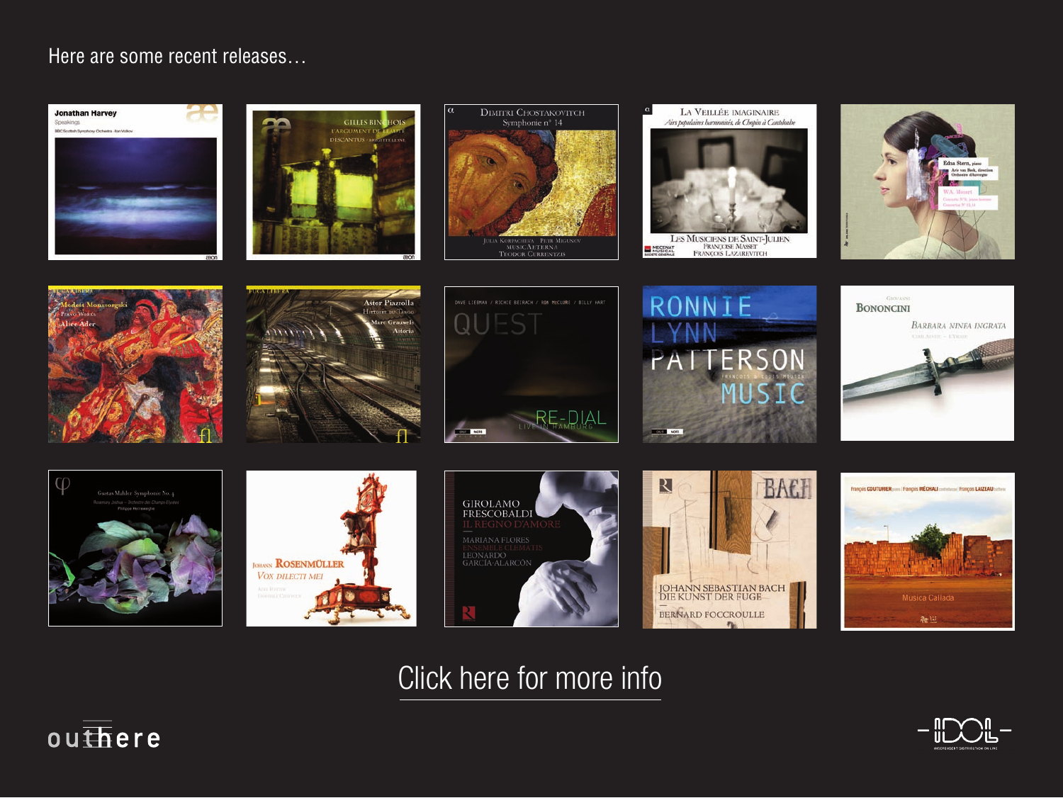Here are some recent releases…

Click here for more info